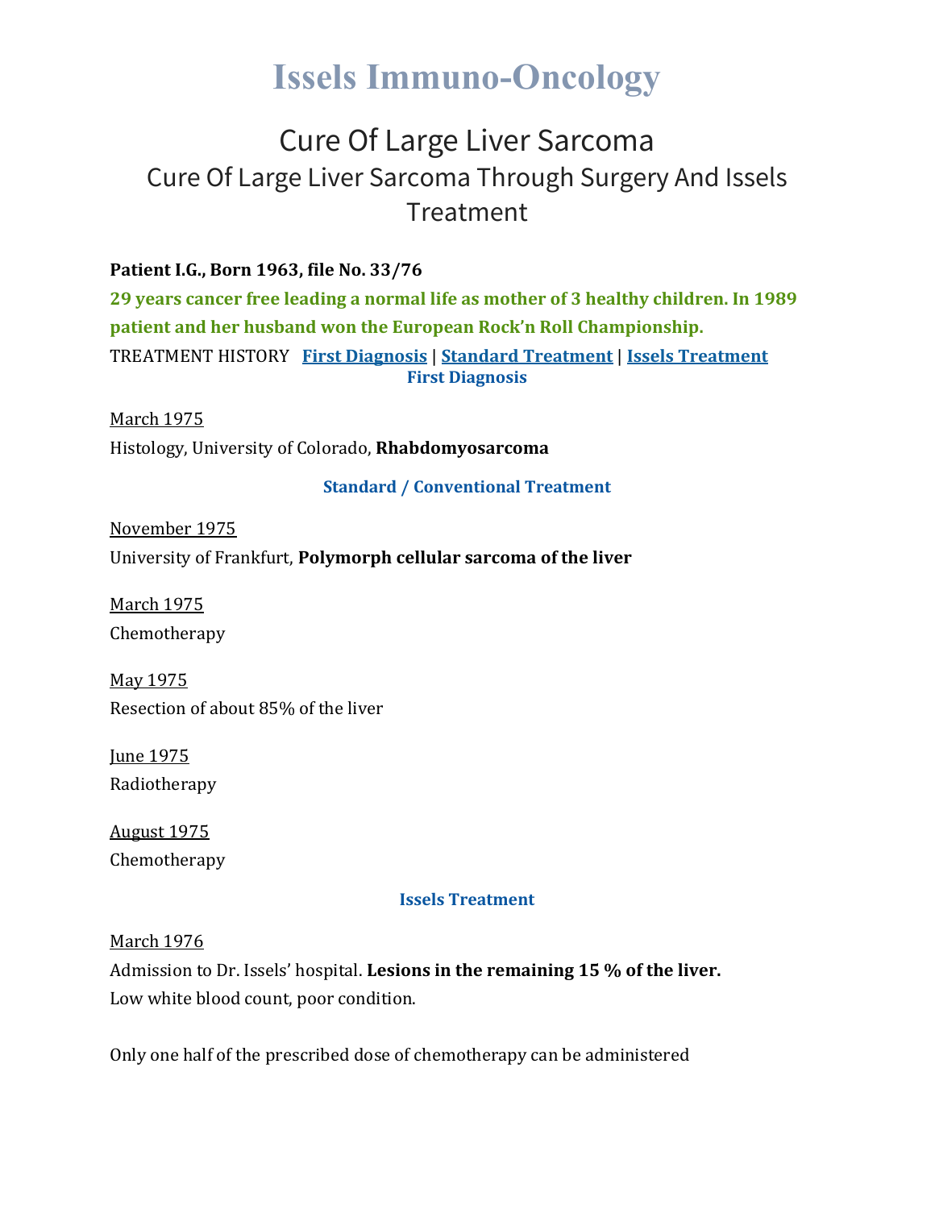# Issels Immuno-Oncology

## Cure Of Large Liver Sarcoma

### Cure Of Large Liver Sarcoma Through Surgery And Issels Treatment

**Patient I.G., Born 1963, file No. 33/76**

**29 years cancer free leading a normal life as mother of 3 healthy children. In 1989 patient and her husband won the European Rock'n Roll Championship.**

TREATMENT HISTORY **First Diagnosis** | **Standard Treatment** | **Issels Treatment**

#### First Diagnosis

March 1975

Histology, University of Colorado, **Rhabdomyosarcoma**

#### Standard / Conventional Treatment

November 1975

University of Frankfurt, **Polymorph cellular sarcoma of the liver**

March 1975

Chemotherapy

May 1975

Resection of about 85% of the liver

June 1975

Radiotherapy

August 1975

Chemotherapy

#### Issels Treatment

March 1976

Admission to Dr. Issels' hospital. **Lesions in the remaining 15 % of the liver.**

Low white blood count, poor condition.

Only one half of the prescribed dose of chemotherapy can be administered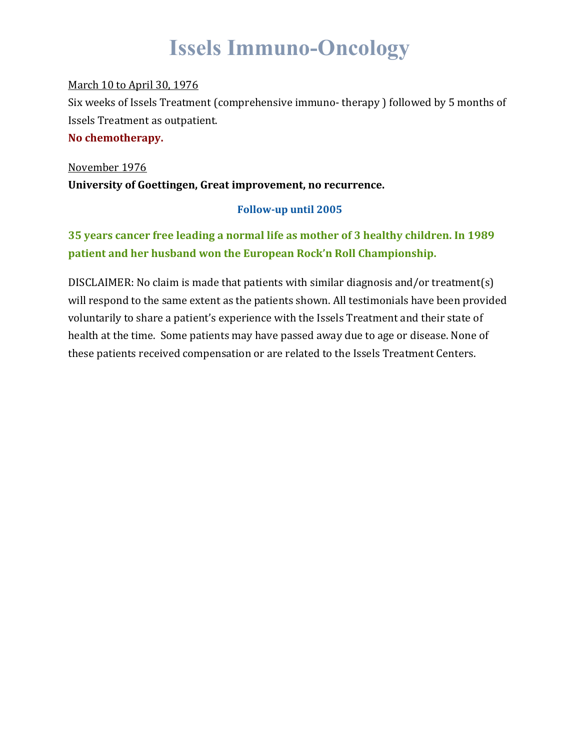# Issels Immuno-Oncology

March 10 to April 30, 1976

Six weeks of Issels Treatment (comprehensive immuno- therapy ) followed by 5 months of Issels Treatment as outpatient.

**No chemotherapy.**

November 1976

**University of Goettingen, Great improvement, no recurrence.**

**Follow-up until 2005**

**35 years cancer free leading a normal life as mother of 3 healthy children. In 1989 patient and her husband won the European Rock'n Roll Championship.**

DISCLAIMER: No claim is made that patients with similar diagnosis and/or treatment(s) will respond to the same extent as the patients shown. All testimonials have been provided voluntarily to share a patient's experience with the Issels Treatment and their state of health at the time. Some patients may have passed away due to age or disease. None of these patients received compensation or are related to the Issels Treatment Centers.